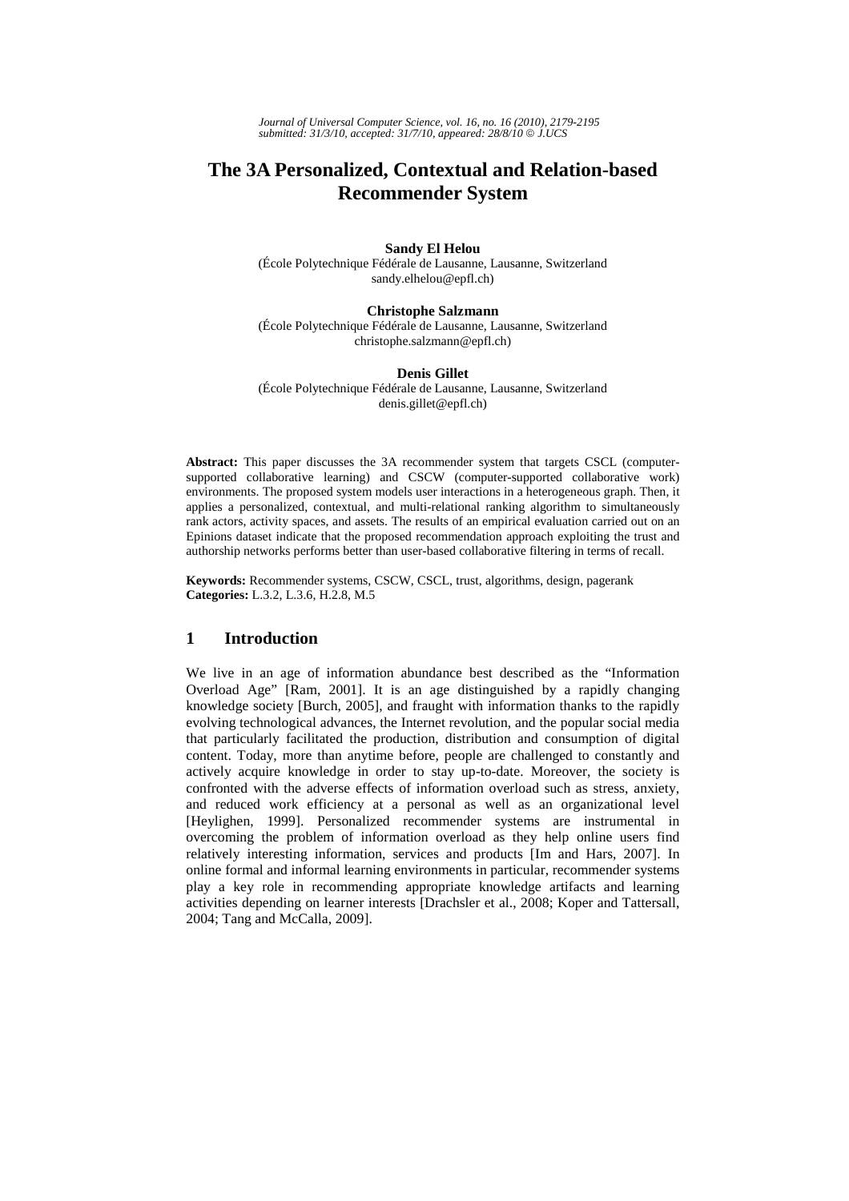# The 3A Personalized, Contextual and Relation-based Recommender System

**Sandy El Helou**
(École Polytechnique Fédérale de Lausanne, Lausanne, Switzerland
sandy.elhelou@epfl.ch)

**Christophe Salzmann**
(École Polytechnique Fédérale de Lausanne, Lausanne, Switzerland
christophe.salzmann@epfl.ch)

**Denis Gillet**
(École Polytechnique Fédérale de Lausanne, Lausanne, Switzerland
denis.gillet@epfl.ch)

**Abstract:** This paper discusses the 3A recommender system that targets CSCL (computer-supported collaborative learning) and CSCW (computer-supported collaborative work) environments. The proposed system models user interactions in a heterogeneous graph. Then, it applies a personalized, contextual, and multi-relational ranking algorithm to simultaneously rank actors, activity spaces, and assets. The results of an empirical evaluation carried out on an Epinions dataset indicate that the proposed recommendation approach exploiting the trust and authorship networks performs better than user-based collaborative filtering in terms of recall.

**Keywords:** Recommender systems, CSCW, CSCL, trust, algorithms, design, pagerank
**Categories:** L.3.2, L.3.6, H.2.8, M.5

## 1 Introduction

We live in an age of information abundance best described as the "Information Overload Age" [Ram, 2001]. It is an age distinguished by a rapidly changing knowledge society [Burch, 2005], and fraught with information thanks to the rapidly evolving technological advances, the Internet revolution, and the popular social media that particularly facilitated the production, distribution and consumption of digital content. Today, more than anytime before, people are challenged to constantly and actively acquire knowledge in order to stay up-to-date. Moreover, the society is confronted with the adverse effects of information overload such as stress, anxiety, and reduced work efficiency at a personal as well as an organizational level [Heylighen, 1999]. Personalized recommender systems are instrumental in overcoming the problem of information overload as they help online users find relatively interesting information, services and products [Im and Hars, 2007]. In online formal and informal learning environments in particular, recommender systems play a key role in recommending appropriate knowledge artifacts and learning activities depending on learner interests [Drachsler et al., 2008; Koper and Tattersall, 2004; Tang and McCalla, 2009].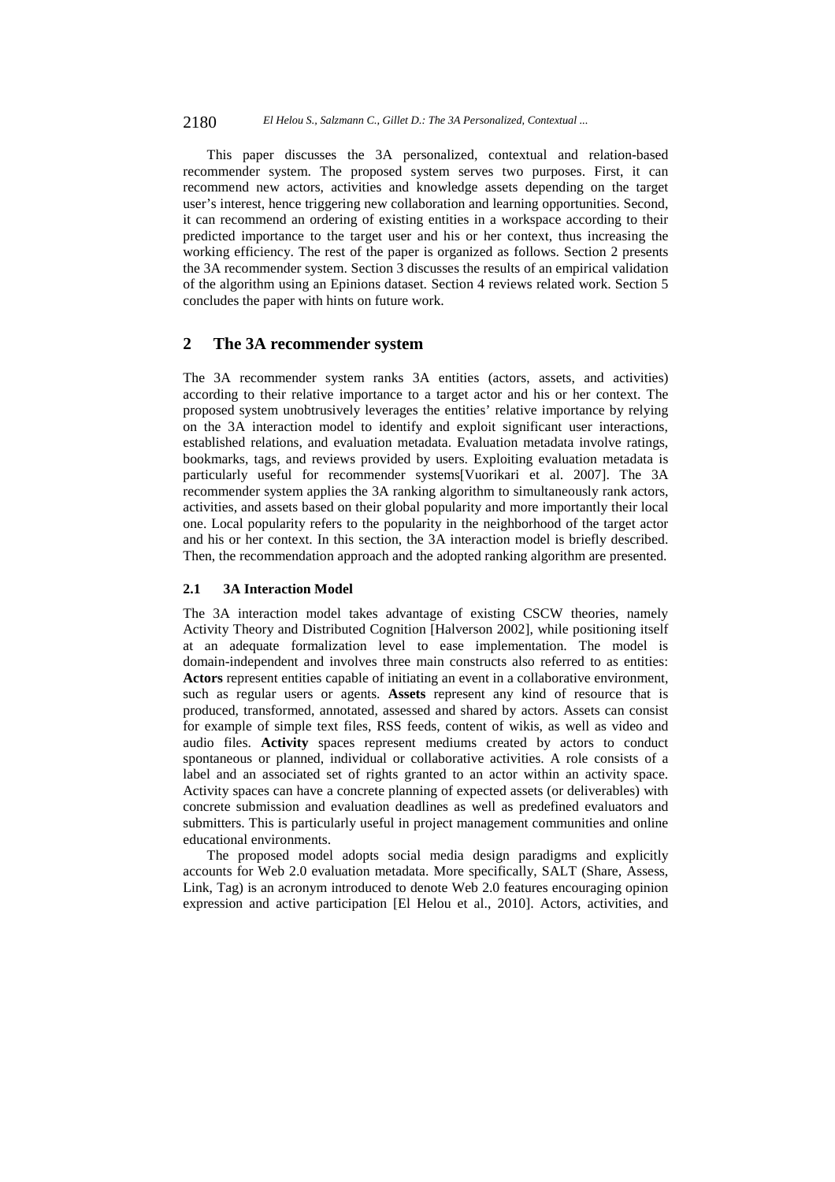This paper discusses the 3A personalized, contextual and relation-based recommender system. The proposed system serves two purposes. First, it can recommend new actors, activities and knowledge assets depending on the target user's interest, hence triggering new collaboration and learning opportunities. Second, it can recommend an ordering of existing entities in a workspace according to their predicted importance to the target user and his or her context, thus increasing the working efficiency. The rest of the paper is organized as follows. Section 2 presents the 3A recommender system. Section 3 discusses the results of an empirical validation of the algorithm using an Epinions dataset. Section 4 reviews related work. Section 5 concludes the paper with hints on future work.

## 2 The 3A recommender system

The 3A recommender system ranks 3A entities (actors, assets, and activities) according to their relative importance to a target actor and his or her context. The proposed system unobtrusively leverages the entities' relative importance by relying on the 3A interaction model to identify and exploit significant user interactions, established relations, and evaluation metadata. Evaluation metadata involve ratings, bookmarks, tags, and reviews provided by users. Exploiting evaluation metadata is particularly useful for recommender systems[Vuorikari et al. 2007]. The 3A recommender system applies the 3A ranking algorithm to simultaneously rank actors, activities, and assets based on their global popularity and more importantly their local one. Local popularity refers to the popularity in the neighborhood of the target actor and his or her context. In this section, the 3A interaction model is briefly described. Then, the recommendation approach and the adopted ranking algorithm are presented.

### 2.1 3A Interaction Model

The 3A interaction model takes advantage of existing CSCW theories, namely Activity Theory and Distributed Cognition [Halverson 2002], while positioning itself at an adequate formalization level to ease implementation. The model is domain-independent and involves three main constructs also referred to as entities: **Actors** represent entities capable of initiating an event in a collaborative environment, such as regular users or agents. **Assets** represent any kind of resource that is produced, transformed, annotated, assessed and shared by actors. Assets can consist for example of simple text files, RSS feeds, content of wikis, as well as video and audio files. **Activity** spaces represent mediums created by actors to conduct spontaneous or planned, individual or collaborative activities. A role consists of a label and an associated set of rights granted to an actor within an activity space. Activity spaces can have a concrete planning of expected assets (or deliverables) with concrete submission and evaluation deadlines as well as predefined evaluators and submitters. This is particularly useful in project management communities and online educational environments.

The proposed model adopts social media design paradigms and explicitly accounts for Web 2.0 evaluation metadata. More specifically, SALT (Share, Assess, Link, Tag) is an acronym introduced to denote Web 2.0 features encouraging opinion expression and active participation [El Helou et al., 2010]. Actors, activities, and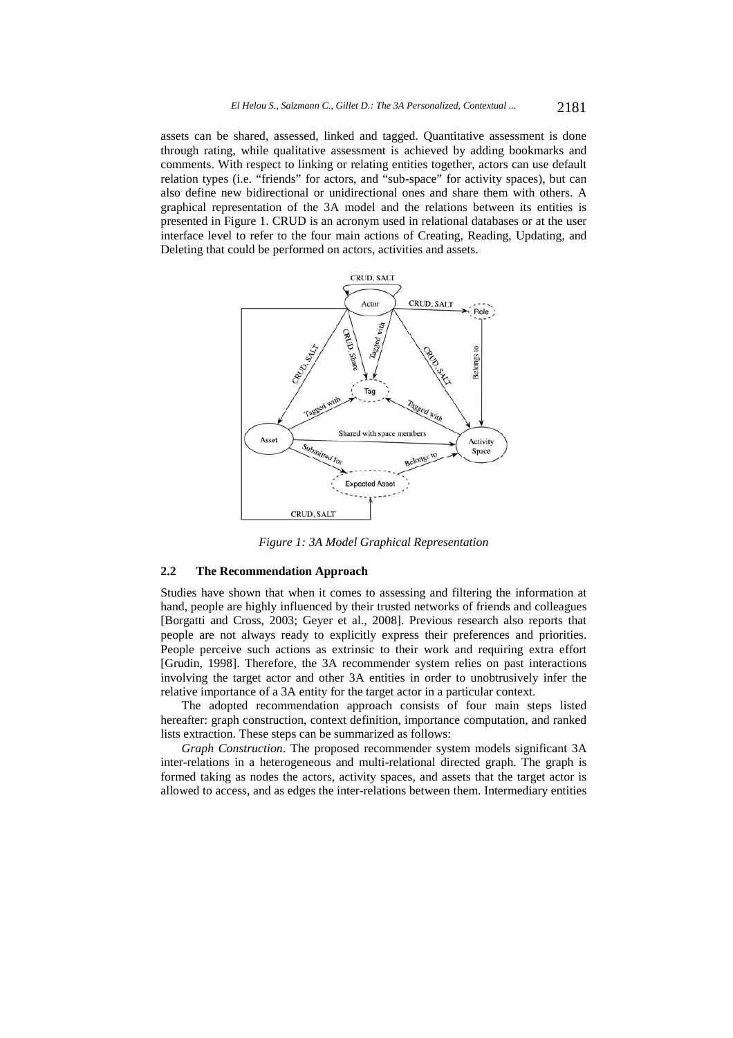assets can be shared, assessed, linked and tagged. Quantitative assessment is done through rating, while qualitative assessment is achieved by adding bookmarks and comments. With respect to linking or relating entities together, actors can use default relation types (i.e. "friends" for actors, and "sub-space" for activity spaces), but can also define new bidirectional or unidirectional ones and share them with others. A graphical representation of the 3A model and the relations between its entities is presented in Figure 1. CRUD is an acronym used in relational databases or at the user interface level to refer to the four main actions of Creating, Reading, Updating, and Deleting that could be performed on actors, activities and assets.

*Figure 1: 3A Model Graphical Representation*

### 2.2 The Recommendation Approach

Studies have shown that when it comes to assessing and filtering the information at hand, people are highly influenced by their trusted networks of friends and colleagues [Borgatti and Cross, 2003; Geyer et al., 2008]. Previous research also reports that people are not always ready to explicitly express their preferences and priorities. People perceive such actions as extrinsic to their work and requiring extra effort [Grudin, 1998]. Therefore, the 3A recommender system relies on past interactions involving the target actor and other 3A entities in order to unobtrusively infer the relative importance of a 3A entity for the target actor in a particular context.

The adopted recommendation approach consists of four main steps listed hereafter: graph construction, context definition, importance computation, and ranked lists extraction. These steps can be summarized as follows:

*Graph Construction*. The proposed recommender system models significant 3A inter-relations in a heterogeneous and multi-relational directed graph. The graph is formed taking as nodes the actors, activity spaces, and assets that the target actor is allowed to access, and as edges the inter-relations between them. Intermediary entities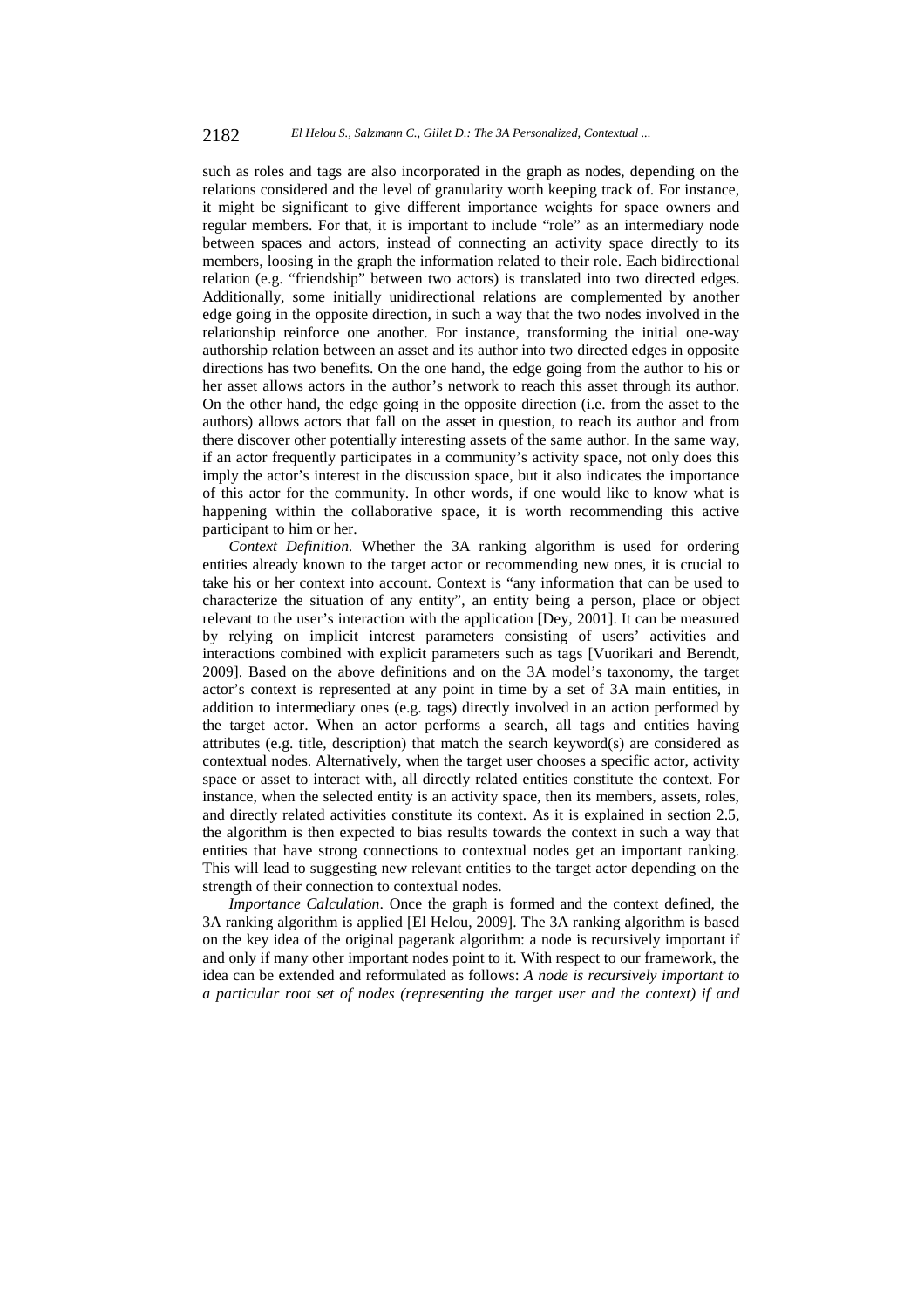such as roles and tags are also incorporated in the graph as nodes, depending on the relations considered and the level of granularity worth keeping track of. For instance, it might be significant to give different importance weights for space owners and regular members. For that, it is important to include "role" as an intermediary node between spaces and actors, instead of connecting an activity space directly to its members, loosing in the graph the information related to their role. Each bidirectional relation (e.g. "friendship" between two actors) is translated into two directed edges. Additionally, some initially unidirectional relations are complemented by another edge going in the opposite direction, in such a way that the two nodes involved in the relationship reinforce one another. For instance, transforming the initial one-way authorship relation between an asset and its author into two directed edges in opposite directions has two benefits. On the one hand, the edge going from the author to his or her asset allows actors in the author's network to reach this asset through its author. On the other hand, the edge going in the opposite direction (i.e. from the asset to the authors) allows actors that fall on the asset in question, to reach its author and from there discover other potentially interesting assets of the same author. In the same way, if an actor frequently participates in a community's activity space, not only does this imply the actor's interest in the discussion space, but it also indicates the importance of this actor for the community. In other words, if one would like to know what is happening within the collaborative space, it is worth recommending this active participant to him or her.

*Context Definition.* Whether the 3A ranking algorithm is used for ordering entities already known to the target actor or recommending new ones, it is crucial to take his or her context into account. Context is "any information that can be used to characterize the situation of any entity", an entity being a person, place or object relevant to the user's interaction with the application [Dey, 2001]. It can be measured by relying on implicit interest parameters consisting of users' activities and interactions combined with explicit parameters such as tags [Vuorikari and Berendt, 2009]. Based on the above definitions and on the 3A model's taxonomy, the target actor's context is represented at any point in time by a set of 3A main entities, in addition to intermediary ones (e.g. tags) directly involved in an action performed by the target actor. When an actor performs a search, all tags and entities having attributes (e.g. title, description) that match the search keyword(s) are considered as contextual nodes. Alternatively, when the target user chooses a specific actor, activity space or asset to interact with, all directly related entities constitute the context. For instance, when the selected entity is an activity space, then its members, assets, roles, and directly related activities constitute its context. As it is explained in section 2.5, the algorithm is then expected to bias results towards the context in such a way that entities that have strong connections to contextual nodes get an important ranking. This will lead to suggesting new relevant entities to the target actor depending on the strength of their connection to contextual nodes.

*Importance Calculation*. Once the graph is formed and the context defined, the 3A ranking algorithm is applied [El Helou, 2009]. The 3A ranking algorithm is based on the key idea of the original pagerank algorithm: a node is recursively important if and only if many other important nodes point to it. With respect to our framework, the idea can be extended and reformulated as follows: *A node is recursively important to a particular root set of nodes (representing the target user and the context) if and*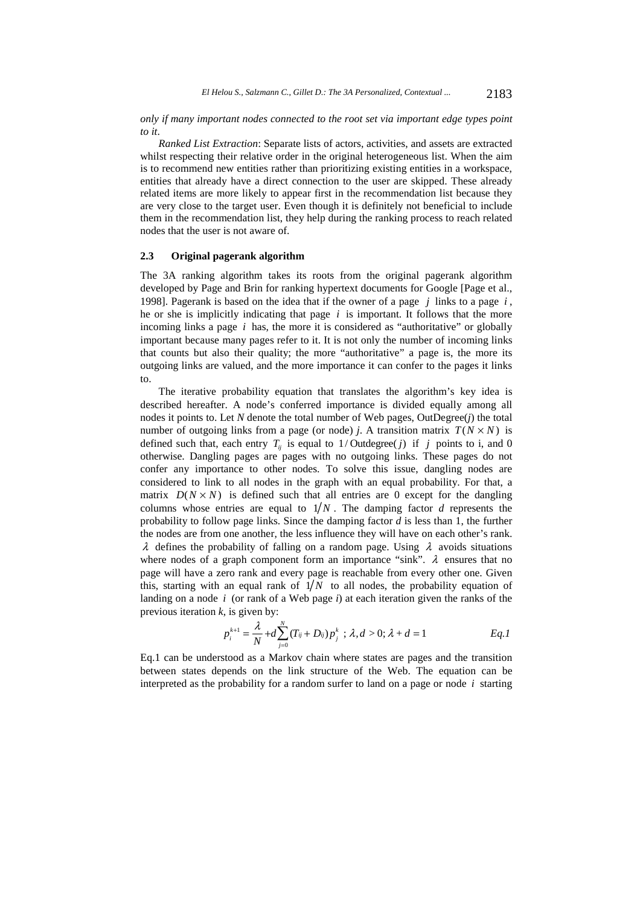*only if many important nodes connected to the root set via important edge types point to it*.

*Ranked List Extraction*: Separate lists of actors, activities, and assets are extracted whilst respecting their relative order in the original heterogeneous list. When the aim is to recommend new entities rather than prioritizing existing entities in a workspace, entities that already have a direct connection to the user are skipped. These already related items are more likely to appear first in the recommendation list because they are very close to the target user. Even though it is definitely not beneficial to include them in the recommendation list, they help during the ranking process to reach related nodes that the user is not aware of.

### 2.3 Original pagerank algorithm

The 3A ranking algorithm takes its roots from the original pagerank algorithm developed by Page and Brin for ranking hypertext documents for Google [Page et al., 1998]. Pagerank is based on the idea that if the owner of a page $j$ links to a page $i$, he or she is implicitly indicating that page $i$ is important. It follows that the more incoming links a page $i$ has, the more it is considered as "authoritative" or globally important because many pages refer to it. It is not only the number of incoming links that counts but also their quality; the more "authoritative" a page is, the more its outgoing links are valued, and the more importance it can confer to the pages it links to.

The iterative probability equation that translates the algorithm's key idea is described hereafter. A node's conferred importance is divided equally among all nodes it points to. Let $N$ denote the total number of Web pages, OutDegree($j$) the total number of outgoing links from a page (or node) $j$. A transition matrix $T(N \times N)$ is defined such that, each entry $T_{ij}$ is equal to $1/\text{Outdegree}(j)$ if $j$ points to i, and 0 otherwise. Dangling pages are pages with no outgoing links. These pages do not confer any importance to other nodes. To solve this issue, dangling nodes are considered to link to all nodes in the graph with an equal probability. For that, a matrix $D(N \times N)$ is defined such that all entries are 0 except for the dangling columns whose entries are equal to $1/N$. The damping factor $d$ represents the probability to follow page links. Since the damping factor $d$ is less than 1, the further the nodes are from one another, the less influence they will have on each other's rank. $\lambda$ defines the probability of falling on a random page. Using $\lambda$ avoids situations where nodes of a graph component form an importance "sink". $\lambda$ ensures that no page will have a zero rank and every page is reachable from every other one. Given this, starting with an equal rank of $1/N$ to all nodes, the probability equation of landing on a node $i$ (or rank of a Web page $i$) at each iteration given the ranks of the previous iteration $k$, is given by:

$$p_i^{k+1} = \frac{\lambda}{N} + d\sum_{j=0}^{N}(T_{ij} + D_{ij})p_j^k \ ; \lambda, d > 0; \lambda + d = 1 \qquad \textit{Eq.1}$$

Eq.1 can be understood as a Markov chain where states are pages and the transition between states depends on the link structure of the Web. The equation can be interpreted as the probability for a random surfer to land on a page or node $i$ starting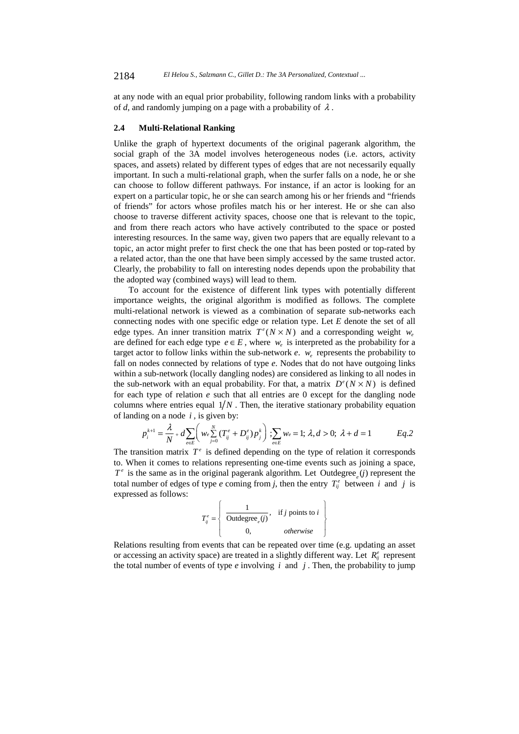at any node with an equal prior probability, following random links with a probability of *d*, and randomly jumping on a page with a probability of $\lambda$.

### 2.4 Multi-Relational Ranking

Unlike the graph of hypertext documents of the original pagerank algorithm, the social graph of the 3A model involves heterogeneous nodes (i.e. actors, activity spaces, and assets) related by different types of edges that are not necessarily equally important. In such a multi-relational graph, when the surfer falls on a node, he or she can choose to follow different pathways. For instance, if an actor is looking for an expert on a particular topic, he or she can search among his or her friends and "friends of friends" for actors whose profiles match his or her interest. He or she can also choose to traverse different activity spaces, choose one that is relevant to the topic, and from there reach actors who have actively contributed to the space or posted interesting resources. In the same way, given two papers that are equally relevant to a topic, an actor might prefer to first check the one that has been posted or top-rated by a related actor, than the one that have been simply accessed by the same trusted actor. Clearly, the probability to fall on interesting nodes depends upon the probability that the adopted way (combined ways) will lead to them.

To account for the existence of different link types with potentially different importance weights, the original algorithm is modified as follows. The complete multi-relational network is viewed as a combination of separate sub-networks each connecting nodes with one specific edge or relation type. Let *E* denote the set of all edge types. An inner transition matrix $T^e(N \times N)$ and a corresponding weight $w_e$ are defined for each edge type $e \in E$, where $w_e$ is interpreted as the probability for a target actor to follow links within the sub-network *e*. $w_e$ represents the probability to fall on nodes connected by relations of type *e*. Nodes that do not have outgoing links within a sub-network (locally dangling nodes) are considered as linking to all nodes in the sub-network with an equal probability. For that, a matrix $D^e(N \times N)$ is defined for each type of relation *e* such that all entries are 0 except for the dangling node columns where entries equal $1/N$. Then, the iterative stationary probability equation of landing on a node $i$, is given by:

$$p_i^{k+1} = \frac{\lambda}{N} + d\sum_{e \in E}\left( w_e \sum_{j=0}^{N} (T_{ij}^e + D_{ij}^e) p_j^k \right) ; \sum_{e \in E} w_e = 1; \ \lambda, d > 0; \ \lambda + d = 1 \qquad Eq.2$$

The transition matrix $T^e$ is defined depending on the type of relation it corresponds to. When it comes to relations representing one-time events such as joining a space, $T^e$ is the same as in the original pagerank algorithm. Let $\text{Outdegree}_e(j)$ represent the total number of edges of type *e* coming from *j*, then the entry $T_{ij}^e$ between $i$ and $j$ is expressed as follows:

$$T_{ij}^e = \left\{ \begin{array}{ll} \dfrac{1}{\text{Outdegree}_e(j)}, & \text{if } j \text{ points to } i \\ 0, & \textit{otherwise} \end{array} \right\}$$

Relations resulting from events that can be repeated over time (e.g. updating an asset or accessing an activity space) are treated in a slightly different way. Let $R_{ij}^e$ represent the total number of events of type *e* involving $i$ and $j$. Then, the probability to jump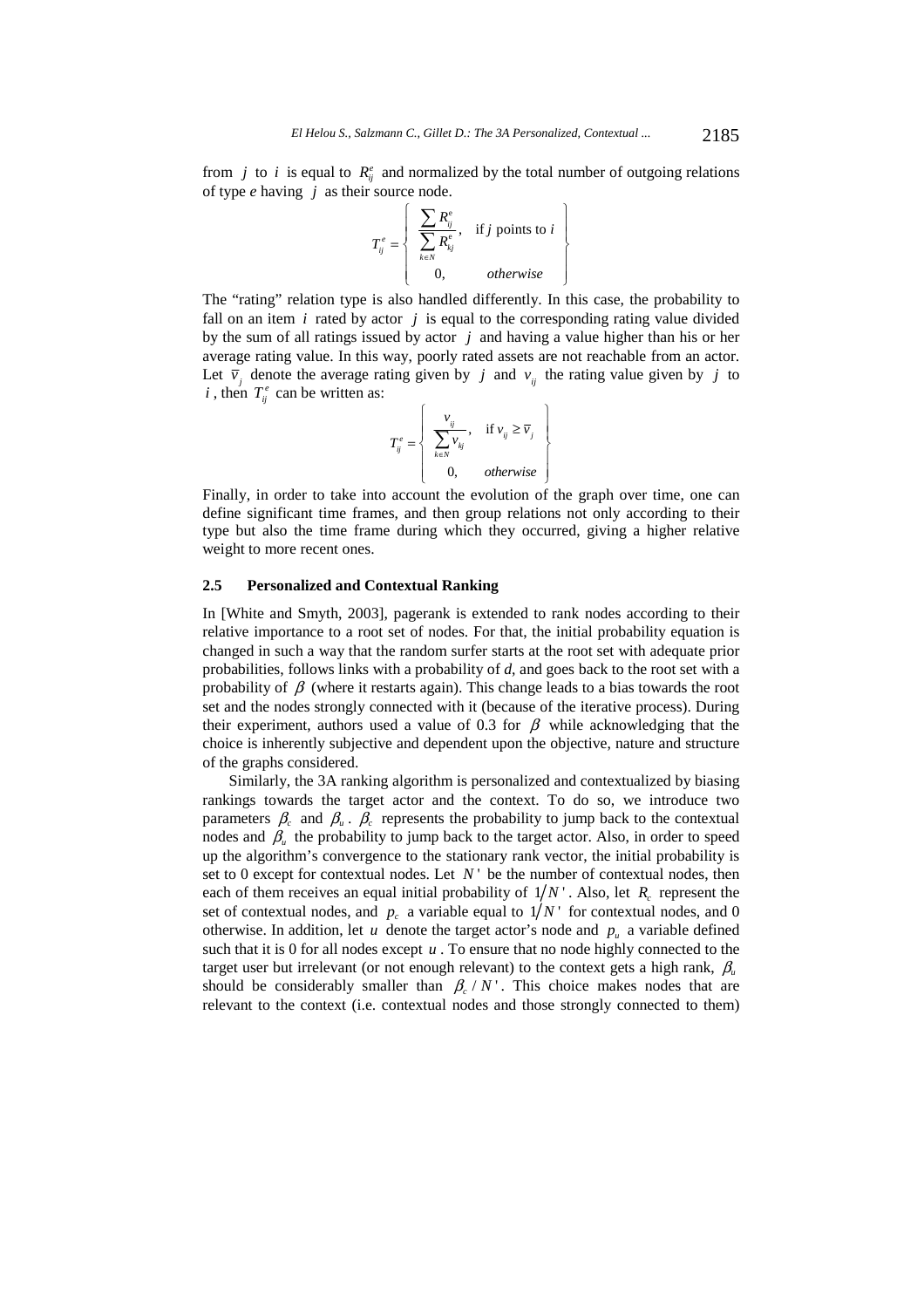from $j$ to $i$ is equal to $R_{ij}^{e}$ and normalized by the total number of outgoing relations of type *e* having $j$ as their source node.

$$T_{ij}^{e} = \left\{ \begin{array}{ll} \dfrac{\sum R_{ij}^{e}}{\sum\limits_{k \in N} R_{kj}^{e}}, & \text{if } j \text{ points to } i \\ 0, & \textit{otherwise} \end{array} \right\}$$

The "rating" relation type is also handled differently. In this case, the probability to fall on an item $i$ rated by actor $j$ is equal to the corresponding rating value divided by the sum of all ratings issued by actor $j$ and having a value higher than his or her average rating value. In this way, poorly rated assets are not reachable from an actor. Let $\overline{v}_{j}$ denote the average rating given by $j$ and $v_{ij}$ the rating value given by $j$ to $i$, then $T_{ij}^{e}$ can be written as:

$$T_{ij}^{e} = \left\{ \begin{array}{ll} \dfrac{v_{ij}}{\sum\limits_{k \in N} v_{kj}}, & \text{if } v_{ij} \geq \overline{v}_{j} \\ 0, & \textit{otherwise} \end{array} \right\}$$

Finally, in order to take into account the evolution of the graph over time, one can define significant time frames, and then group relations not only according to their type but also the time frame during which they occurred, giving a higher relative weight to more recent ones.

### 2.5 Personalized and Contextual Ranking

In [White and Smyth, 2003], pagerank is extended to rank nodes according to their relative importance to a root set of nodes. For that, the initial probability equation is changed in such a way that the random surfer starts at the root set with adequate prior probabilities, follows links with a probability of *d*, and goes back to the root set with a probability of $\beta$ (where it restarts again). This change leads to a bias towards the root set and the nodes strongly connected with it (because of the iterative process). During their experiment, authors used a value of 0.3 for $\beta$ while acknowledging that the choice is inherently subjective and dependent upon the objective, nature and structure of the graphs considered.

Similarly, the 3A ranking algorithm is personalized and contextualized by biasing rankings towards the target actor and the context. To do so, we introduce two parameters $\beta_{c}$ and $\beta_{u}$. $\beta_{c}$ represents the probability to jump back to the contextual nodes and $\beta_{u}$ the probability to jump back to the target actor. Also, in order to speed up the algorithm's convergence to the stationary rank vector, the initial probability is set to 0 except for contextual nodes. Let $N'$ be the number of contextual nodes, then each of them receives an equal initial probability of $1/N'$. Also, let $R_{c}$ represent the set of contextual nodes, and $p_{c}$ a variable equal to $1/N'$ for contextual nodes, and 0 otherwise. In addition, let $u$ denote the target actor's node and $p_{u}$ a variable defined such that it is 0 for all nodes except $u$. To ensure that no node highly connected to the target user but irrelevant (or not enough relevant) to the context gets a high rank, $\beta_{u}$ should be considerably smaller than $\beta_{c}/N'$. This choice makes nodes that are relevant to the context (i.e. contextual nodes and those strongly connected to them)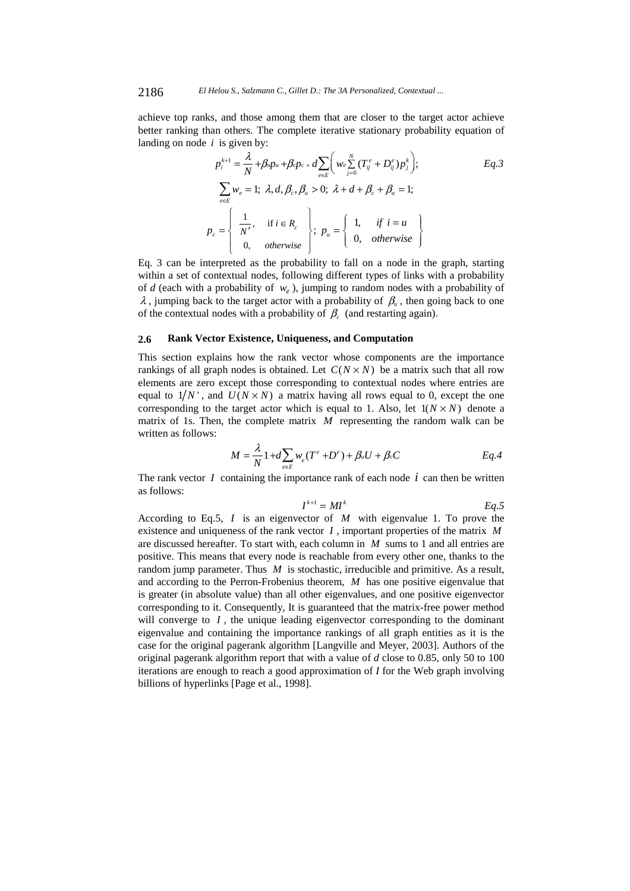achieve top ranks, and those among them that are closer to the target actor achieve better ranking than others. The complete iterative stationary probability equation of landing on node $i$ is given by:

$$p_i^{k+1} = \frac{\lambda}{N} + \beta_u p_u + \beta_c p_c + d \sum_{e \in E} \left( w_e \sum_{j=0}^{N} (T_{ij}^e + D_{ij}^e) p_j^k \right); \qquad Eq.3$$

$$\sum_{e \in E} w_e = 1; \; \lambda, d, \beta_c, \beta_u > 0; \; \lambda + d + \beta_c + \beta_u = 1;$$

$$p_c = \left\{ \begin{array}{ll} \frac{1}{N'}, & \text{if } i \in R_c \\ 0, & otherwise \end{array} \right\}; \; p_u = \left\{ \begin{array}{ll} 1, & if \; i = u \\ 0, & otherwise \end{array} \right\}$$

Eq. 3 can be interpreted as the probability to fall on a node in the graph, starting within a set of contextual nodes, following different types of links with a probability of $d$ (each with a probability of $w_e$), jumping to random nodes with a probability of $\lambda$, jumping back to the target actor with a probability of $\beta_u$, then going back to one of the contextual nodes with a probability of $\beta_c$ (and restarting again).

### 2.6 Rank Vector Existence, Uniqueness, and Computation

This section explains how the rank vector whose components are the importance rankings of all graph nodes is obtained. Let $C(N \times N)$ be a matrix such that all row elements are zero except those corresponding to contextual nodes where entries are equal to $1/N'$, and $U(N \times N)$ a matrix having all rows equal to 0, except the one corresponding to the target actor which is equal to 1. Also, let $1(N \times N)$ denote a matrix of 1s. Then, the complete matrix $M$ representing the random walk can be written as follows:

$$M = \frac{\lambda}{N} 1 + d \sum_{e \in E} w_e (T^e + D^e) + \beta_u U + \beta_c C \qquad Eq.4$$

The rank vector $I$ containing the importance rank of each node $i$ can then be written as follows:

$$I^{k+1} = MI^k \qquad Eq.5$$

According to Eq.5, $I$ is an eigenvector of $M$ with eigenvalue 1. To prove the existence and uniqueness of the rank vector $I$, important properties of the matrix $M$ are discussed hereafter. To start with, each column in $M$ sums to 1 and all entries are positive. This means that every node is reachable from every other one, thanks to the random jump parameter. Thus $M$ is stochastic, irreducible and primitive. As a result, and according to the Perron-Frobenius theorem, $M$ has one positive eigenvalue that is greater (in absolute value) than all other eigenvalues, and one positive eigenvector corresponding to it. Consequently, It is guaranteed that the matrix-free power method will converge to $I$, the unique leading eigenvector corresponding to the dominant eigenvalue and containing the importance rankings of all graph entities as it is the case for the original pagerank algorithm [Langville and Meyer, 2003]. Authors of the original pagerank algorithm report that with a value of $d$ close to 0.85, only 50 to 100 iterations are enough to reach a good approximation of $I$ for the Web graph involving billions of hyperlinks [Page et al., 1998].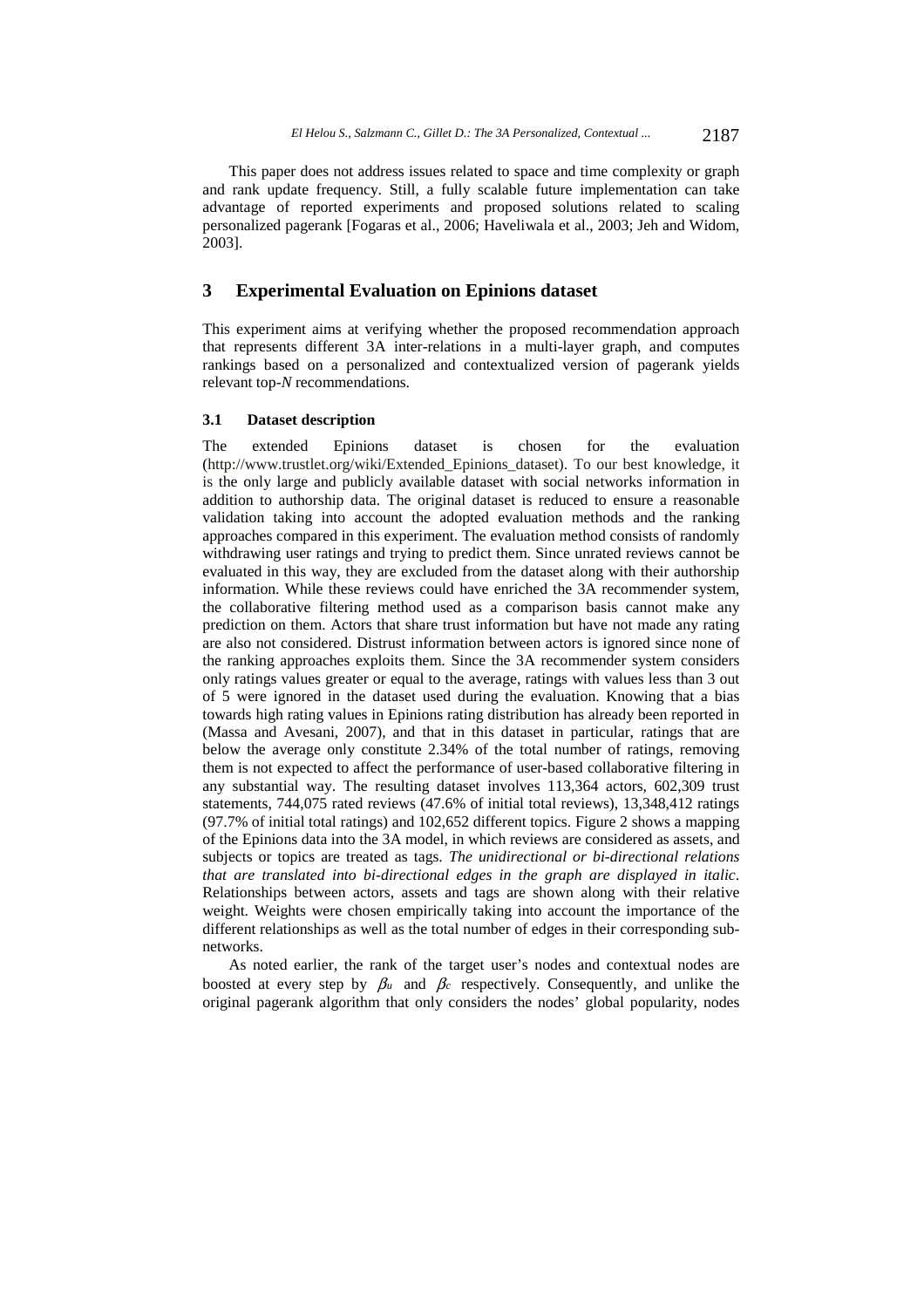This paper does not address issues related to space and time complexity or graph and rank update frequency. Still, a fully scalable future implementation can take advantage of reported experiments and proposed solutions related to scaling personalized pagerank [Fogaras et al., 2006; Haveliwala et al., 2003; Jeh and Widom, 2003].

## 3 Experimental Evaluation on Epinions dataset

This experiment aims at verifying whether the proposed recommendation approach that represents different 3A inter-relations in a multi-layer graph, and computes rankings based on a personalized and contextualized version of pagerank yields relevant top-*N* recommendations.

### 3.1 Dataset description

The extended Epinions dataset is chosen for the evaluation (http://www.trustlet.org/wiki/Extended_Epinions_dataset). To our best knowledge, it is the only large and publicly available dataset with social networks information in addition to authorship data. The original dataset is reduced to ensure a reasonable validation taking into account the adopted evaluation methods and the ranking approaches compared in this experiment. The evaluation method consists of randomly withdrawing user ratings and trying to predict them. Since unrated reviews cannot be evaluated in this way, they are excluded from the dataset along with their authorship information. While these reviews could have enriched the 3A recommender system, the collaborative filtering method used as a comparison basis cannot make any prediction on them. Actors that share trust information but have not made any rating are also not considered. Distrust information between actors is ignored since none of the ranking approaches exploits them. Since the 3A recommender system considers only ratings values greater or equal to the average, ratings with values less than 3 out of 5 were ignored in the dataset used during the evaluation. Knowing that a bias towards high rating values in Epinions rating distribution has already been reported in (Massa and Avesani, 2007), and that in this dataset in particular, ratings that are below the average only constitute 2.34% of the total number of ratings, removing them is not expected to affect the performance of user-based collaborative filtering in any substantial way. The resulting dataset involves 113,364 actors, 602,309 trust statements, 744,075 rated reviews (47.6% of initial total reviews), 13,348,412 ratings (97.7% of initial total ratings) and 102,652 different topics. Figure 2 shows a mapping of the Epinions data into the 3A model, in which reviews are considered as assets, and subjects or topics are treated as tags. *The unidirectional or bi-directional relations that are translated into bi-directional edges in the graph are displayed in italic*. Relationships between actors, assets and tags are shown along with their relative weight. Weights were chosen empirically taking into account the importance of the different relationships as well as the total number of edges in their corresponding sub-networks.

As noted earlier, the rank of the target user's nodes and contextual nodes are boosted at every step by $\beta_u$ and $\beta_c$ respectively. Consequently, and unlike the original pagerank algorithm that only considers the nodes' global popularity, nodes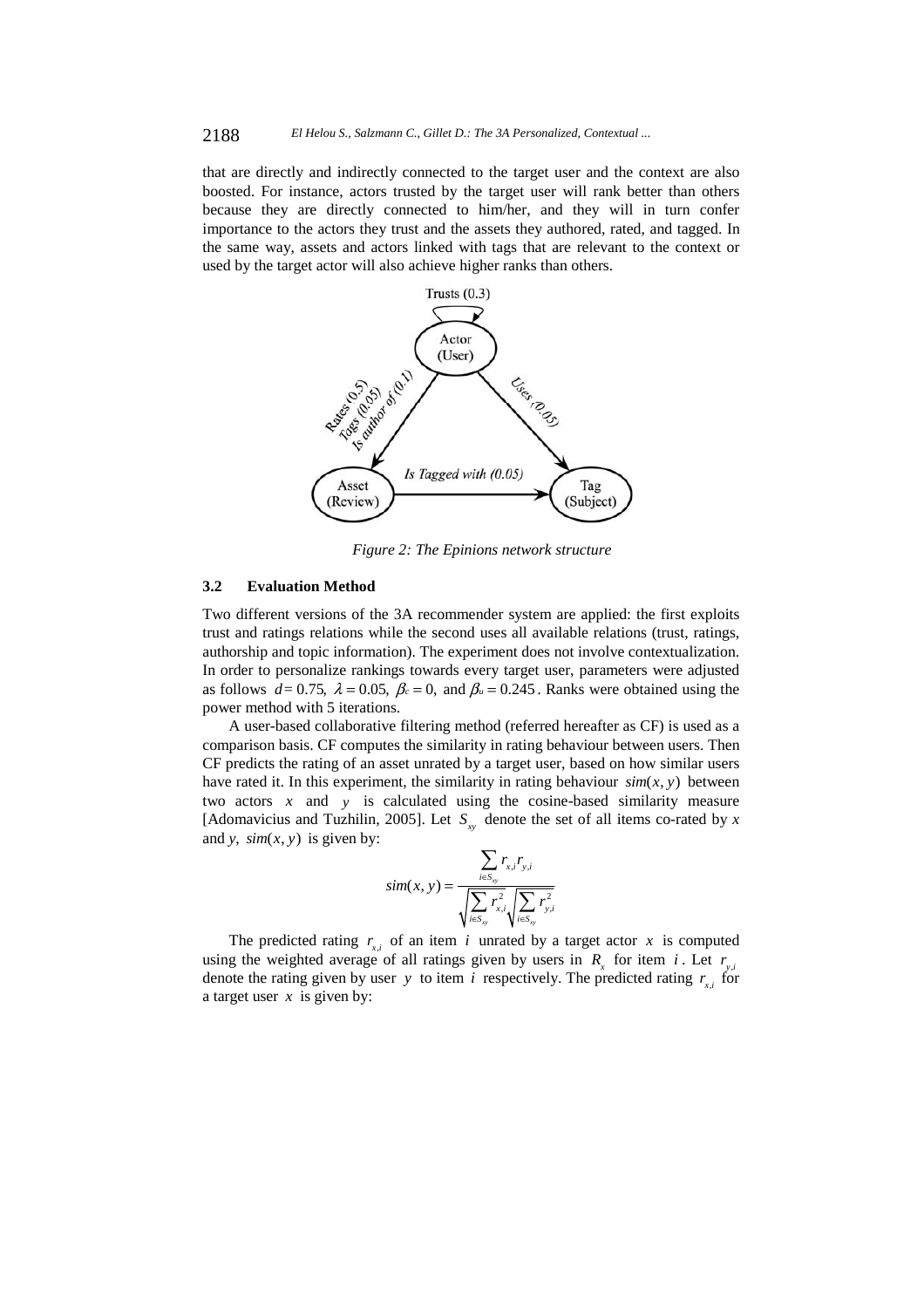that are directly and indirectly connected to the target user and the context are also boosted. For instance, actors trusted by the target user will rank better than others because they are directly connected to him/her, and they will in turn confer importance to the actors they trust and the assets they authored, rated, and tagged. In the same way, assets and actors linked with tags that are relevant to the context or used by the target actor will also achieve higher ranks than others.

*Figure 2: The Epinions network structure*

### 3.2 Evaluation Method

Two different versions of the 3A recommender system are applied: the first exploits trust and ratings relations while the second uses all available relations (trust, ratings, authorship and topic information). The experiment does not involve contextualization. In order to personalize rankings towards every target user, parameters were adjusted as follows $d = 0.75$, $\lambda = 0.05$, $\beta_c = 0$, and $\beta_u = 0.245$. Ranks were obtained using the power method with 5 iterations.

A user-based collaborative filtering method (referred hereafter as CF) is used as a comparison basis. CF computes the similarity in rating behaviour between users. Then CF predicts the rating of an asset unrated by a target user, based on how similar users have rated it. In this experiment, the similarity in rating behaviour $sim(x, y)$ between two actors $x$ and $y$ is calculated using the cosine-based similarity measure [Adomavicius and Tuzhilin, 2005]. Let $S_{xy}$ denote the set of all items co-rated by $x$ and $y$, $sim(x, y)$ is given by:

$$sim(x, y) = \frac{\sum_{i \in S_{xy}} r_{x,i} r_{y,i}}{\sqrt{\sum_{i \in S_{xy}} r_{x,i}^2} \sqrt{\sum_{i \in S_{xy}} r_{y,i}^2}}$$

The predicted rating $r_{x,i}$ of an item $i$ unrated by a target actor $x$ is computed using the weighted average of all ratings given by users in $R_x$ for item $i$. Let $r_{y,i}$ denote the rating given by user $y$ to item $i$ respectively. The predicted rating $r_{x,i}$ for a target user $x$ is given by: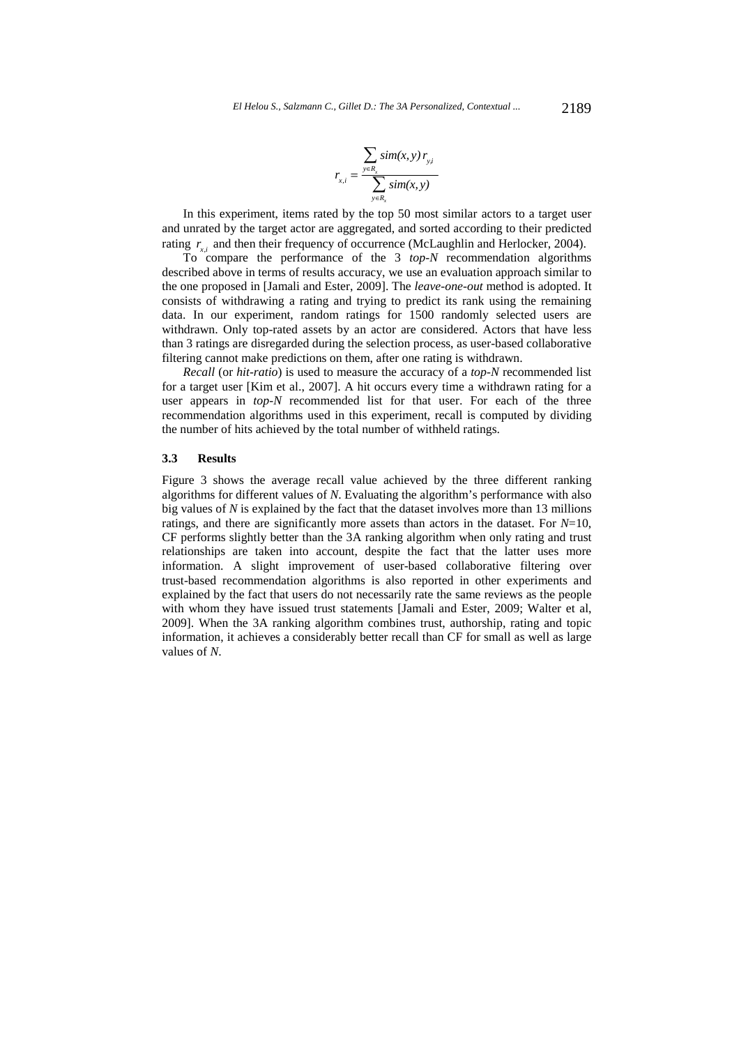$$r_{x,i} = \frac{\sum_{y \in R_x} sim(x,y)\, r_{y,i}}{\sum_{y \in R_x} sim(x,y)}$$

In this experiment, items rated by the top 50 most similar actors to a target user and unrated by the target actor are aggregated, and sorted according to their predicted rating $r_{x,i}$ and then their frequency of occurrence (McLaughlin and Herlocker, 2004).

To compare the performance of the 3 *top-N* recommendation algorithms described above in terms of results accuracy, we use an evaluation approach similar to the one proposed in [Jamali and Ester, 2009]. The *leave-one-out* method is adopted. It consists of withdrawing a rating and trying to predict its rank using the remaining data. In our experiment, random ratings for 1500 randomly selected users are withdrawn. Only top-rated assets by an actor are considered. Actors that have less than 3 ratings are disregarded during the selection process, as user-based collaborative filtering cannot make predictions on them, after one rating is withdrawn.

*Recall* (or *hit-ratio*) is used to measure the accuracy of a *top-N* recommended list for a target user [Kim et al., 2007]. A hit occurs every time a withdrawn rating for a user appears in *top-N* recommended list for that user. For each of the three recommendation algorithms used in this experiment, recall is computed by dividing the number of hits achieved by the total number of withheld ratings.

### 3.3 Results

Figure 3 shows the average recall value achieved by the three different ranking algorithms for different values of *N*. Evaluating the algorithm's performance with also big values of *N* is explained by the fact that the dataset involves more than 13 millions ratings, and there are significantly more assets than actors in the dataset. For *N*=10, CF performs slightly better than the 3A ranking algorithm when only rating and trust relationships are taken into account, despite the fact that the latter uses more information. A slight improvement of user-based collaborative filtering over trust-based recommendation algorithms is also reported in other experiments and explained by the fact that users do not necessarily rate the same reviews as the people with whom they have issued trust statements [Jamali and Ester, 2009; Walter et al, 2009]. When the 3A ranking algorithm combines trust, authorship, rating and topic information, it achieves a considerably better recall than CF for small as well as large values of *N*.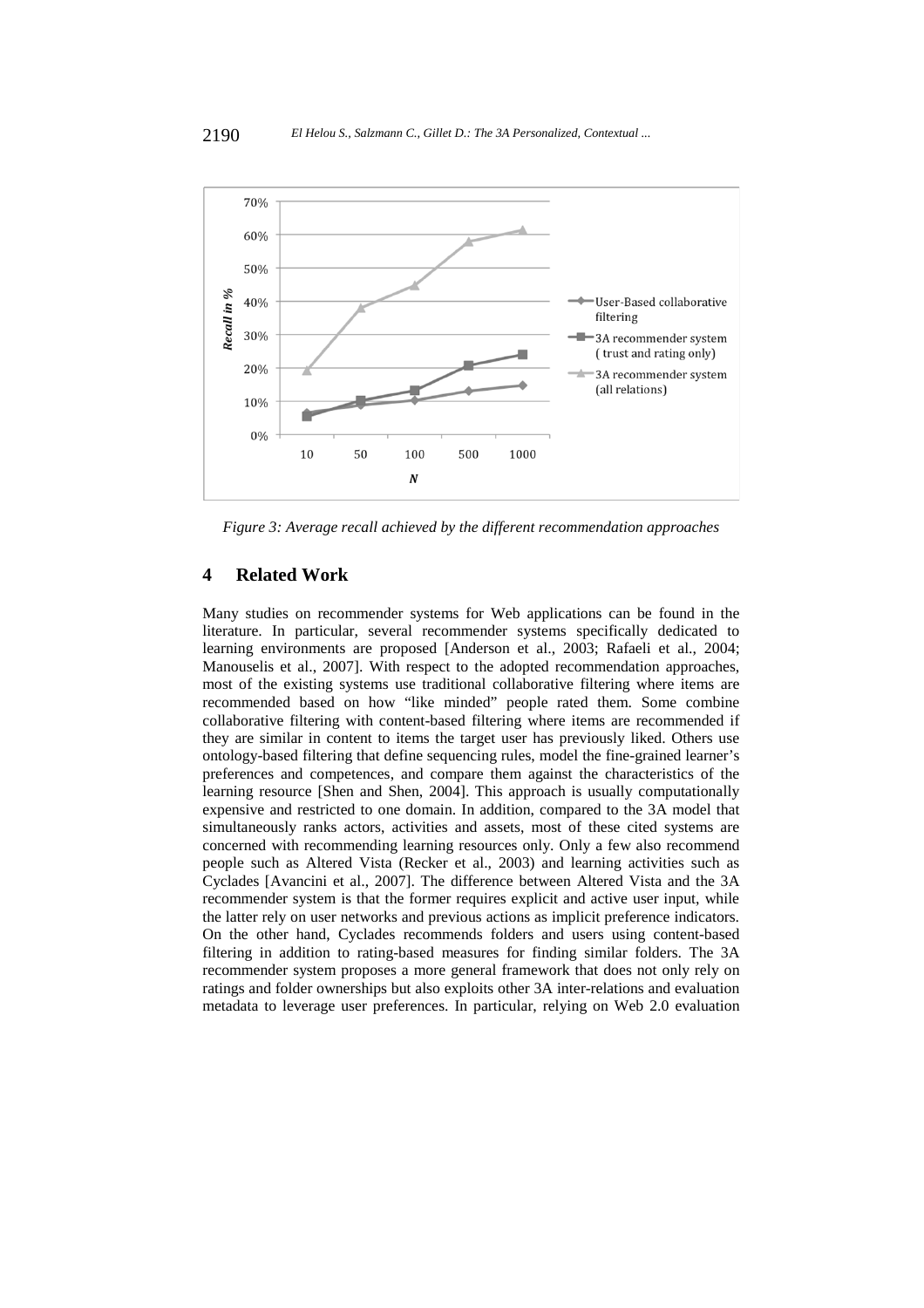*Figure 3: Average recall achieved by the different recommendation approaches*

## 4 Related Work

Many studies on recommender systems for Web applications can be found in the literature. In particular, several recommender systems specifically dedicated to learning environments are proposed [Anderson et al., 2003; Rafaeli et al., 2004; Manouselis et al., 2007]. With respect to the adopted recommendation approaches, most of the existing systems use traditional collaborative filtering where items are recommended based on how "like minded" people rated them. Some combine collaborative filtering with content-based filtering where items are recommended if they are similar in content to items the target user has previously liked. Others use ontology-based filtering that define sequencing rules, model the fine-grained learner's preferences and competences, and compare them against the characteristics of the learning resource [Shen and Shen, 2004]. This approach is usually computationally expensive and restricted to one domain. In addition, compared to the 3A model that simultaneously ranks actors, activities and assets, most of these cited systems are concerned with recommending learning resources only. Only a few also recommend people such as Altered Vista (Recker et al., 2003) and learning activities such as Cyclades [Avancini et al., 2007]. The difference between Altered Vista and the 3A recommender system is that the former requires explicit and active user input, while the latter rely on user networks and previous actions as implicit preference indicators. On the other hand, Cyclades recommends folders and users using content-based filtering in addition to rating-based measures for finding similar folders. The 3A recommender system proposes a more general framework that does not only rely on ratings and folder ownerships but also exploits other 3A inter-relations and evaluation metadata to leverage user preferences. In particular, relying on Web 2.0 evaluation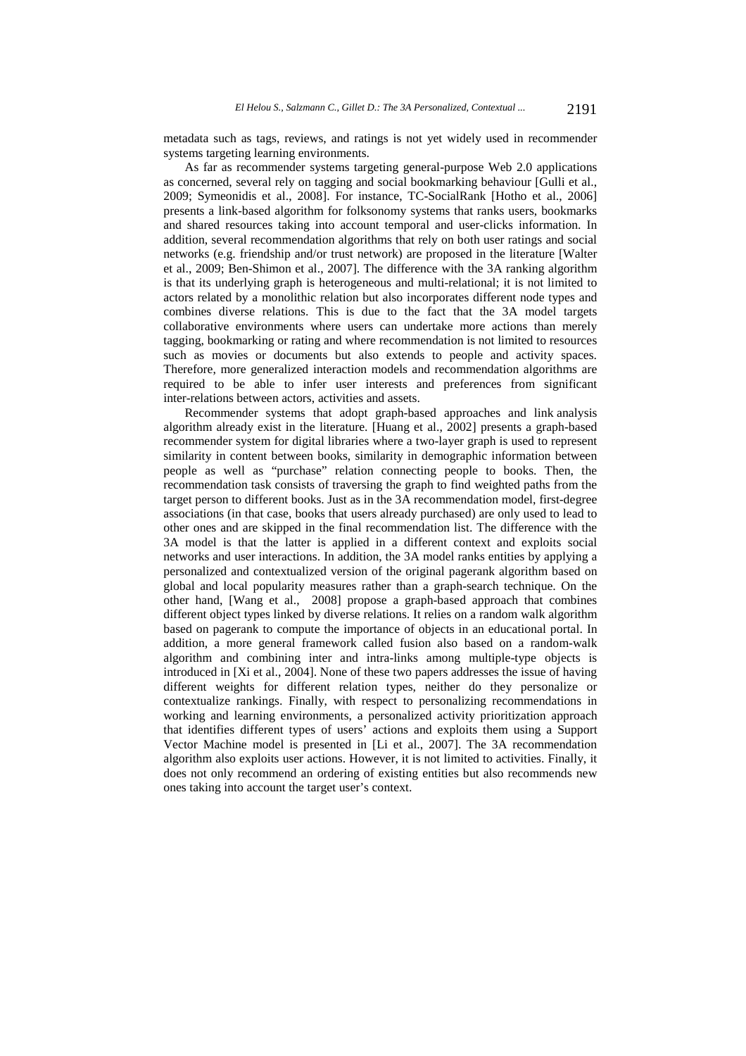metadata such as tags, reviews, and ratings is not yet widely used in recommender systems targeting learning environments.

As far as recommender systems targeting general-purpose Web 2.0 applications as concerned, several rely on tagging and social bookmarking behaviour [Gulli et al., 2009; Symeonidis et al., 2008]. For instance, TC-SocialRank [Hotho et al., 2006] presents a link-based algorithm for folksonomy systems that ranks users, bookmarks and shared resources taking into account temporal and user-clicks information. In addition, several recommendation algorithms that rely on both user ratings and social networks (e.g. friendship and/or trust network) are proposed in the literature [Walter et al., 2009; Ben-Shimon et al., 2007]. The difference with the 3A ranking algorithm is that its underlying graph is heterogeneous and multi-relational; it is not limited to actors related by a monolithic relation but also incorporates different node types and combines diverse relations. This is due to the fact that the 3A model targets collaborative environments where users can undertake more actions than merely tagging, bookmarking or rating and where recommendation is not limited to resources such as movies or documents but also extends to people and activity spaces. Therefore, more generalized interaction models and recommendation algorithms are required to be able to infer user interests and preferences from significant inter-relations between actors, activities and assets.

Recommender systems that adopt graph-based approaches and link analysis algorithm already exist in the literature. [Huang et al., 2002] presents a graph-based recommender system for digital libraries where a two-layer graph is used to represent similarity in content between books, similarity in demographic information between people as well as "purchase" relation connecting people to books. Then, the recommendation task consists of traversing the graph to find weighted paths from the target person to different books. Just as in the 3A recommendation model, first-degree associations (in that case, books that users already purchased) are only used to lead to other ones and are skipped in the final recommendation list. The difference with the 3A model is that the latter is applied in a different context and exploits social networks and user interactions. In addition, the 3A model ranks entities by applying a personalized and contextualized version of the original pagerank algorithm based on global and local popularity measures rather than a graph-search technique. On the other hand, [Wang et al., 2008] propose a graph-based approach that combines different object types linked by diverse relations. It relies on a random walk algorithm based on pagerank to compute the importance of objects in an educational portal. In addition, a more general framework called fusion also based on a random-walk algorithm and combining inter and intra-links among multiple-type objects is introduced in [Xi et al., 2004]. None of these two papers addresses the issue of having different weights for different relation types, neither do they personalize or contextualize rankings. Finally, with respect to personalizing recommendations in working and learning environments, a personalized activity prioritization approach that identifies different types of users' actions and exploits them using a Support Vector Machine model is presented in [Li et al., 2007]. The 3A recommendation algorithm also exploits user actions. However, it is not limited to activities. Finally, it does not only recommend an ordering of existing entities but also recommends new ones taking into account the target user's context.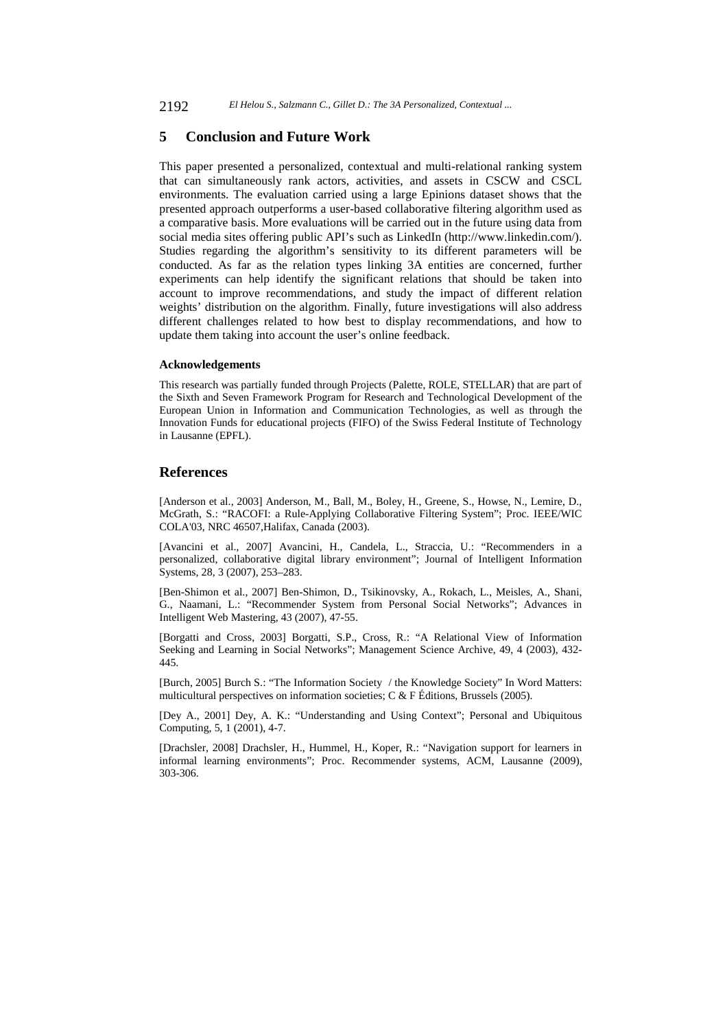## 5 Conclusion and Future Work

This paper presented a personalized, contextual and multi-relational ranking system that can simultaneously rank actors, activities, and assets in CSCW and CSCL environments. The evaluation carried using a large Epinions dataset shows that the presented approach outperforms a user-based collaborative filtering algorithm used as a comparative basis. More evaluations will be carried out in the future using data from social media sites offering public API's such as LinkedIn (http://www.linkedin.com/). Studies regarding the algorithm's sensitivity to its different parameters will be conducted. As far as the relation types linking 3A entities are concerned, further experiments can help identify the significant relations that should be taken into account to improve recommendations, and study the impact of different relation weights' distribution on the algorithm. Finally, future investigations will also address different challenges related to how best to display recommendations, and how to update them taking into account the user's online feedback.

#### Acknowledgements

This research was partially funded through Projects (Palette, ROLE, STELLAR) that are part of the Sixth and Seven Framework Program for Research and Technological Development of the European Union in Information and Communication Technologies, as well as through the Innovation Funds for educational projects (FIFO) of the Swiss Federal Institute of Technology in Lausanne (EPFL).

## References

[Anderson et al., 2003] Anderson, M., Ball, M., Boley, H., Greene, S., Howse, N., Lemire, D., McGrath, S.: "RACOFI: a Rule-Applying Collaborative Filtering System"; Proc. IEEE/WIC COLA'03, NRC 46507,Halifax, Canada (2003).

[Avancini et al., 2007] Avancini, H., Candela, L., Straccia, U.: "Recommenders in a personalized, collaborative digital library environment"; Journal of Intelligent Information Systems, 28, 3 (2007), 253–283.

[Ben-Shimon et al., 2007] Ben-Shimon, D., Tsikinovsky, A., Rokach, L., Meisles, A., Shani, G., Naamani, L.: "Recommender System from Personal Social Networks"; Advances in Intelligent Web Mastering, 43 (2007), 47-55.

[Borgatti and Cross, 2003] Borgatti, S.P., Cross, R.: "A Relational View of Information Seeking and Learning in Social Networks"; Management Science Archive, 49, 4 (2003), 432-445.

[Burch, 2005] Burch S.: "The Information Society / the Knowledge Society" In Word Matters: multicultural perspectives on information societies; C & F Éditions, Brussels (2005).

[Dey A., 2001] Dey, A. K.: "Understanding and Using Context"; Personal and Ubiquitous Computing, 5, 1 (2001), 4-7.

[Drachsler, 2008] Drachsler, H., Hummel, H., Koper, R.: "Navigation support for learners in informal learning environments"; Proc. Recommender systems, ACM, Lausanne (2009), 303-306.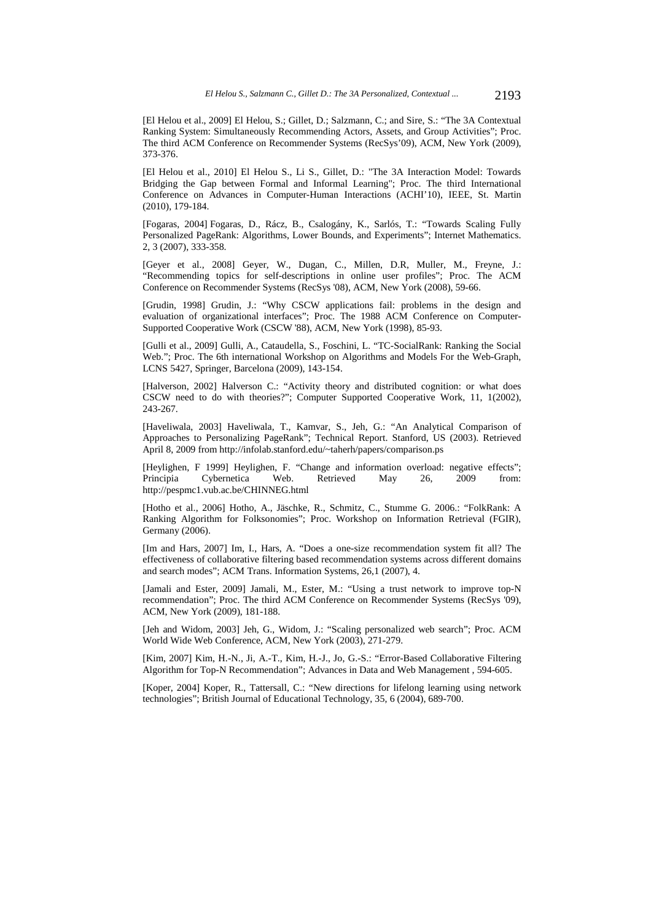[El Helou et al., 2009] El Helou, S.; Gillet, D.; Salzmann, C.; and Sire, S.: "The 3A Contextual Ranking System: Simultaneously Recommending Actors, Assets, and Group Activities"; Proc. The third ACM Conference on Recommender Systems (RecSys'09), ACM, New York (2009), 373-376.

[El Helou et al., 2010] El Helou S., Li S., Gillet, D.: "The 3A Interaction Model: Towards Bridging the Gap between Formal and Informal Learning"; Proc. The third International Conference on Advances in Computer-Human Interactions (ACHI'10), IEEE, St. Martin (2010), 179-184.

[Fogaras, 2004] Fogaras, D., Rácz, B., Csalogány, K., Sarlós, T.: "Towards Scaling Fully Personalized PageRank: Algorithms, Lower Bounds, and Experiments"; Internet Mathematics. 2, 3 (2007), 333-358.

[Geyer et al., 2008] Geyer, W., Dugan, C., Millen, D.R, Muller, M., Freyne, J.: "Recommending topics for self-descriptions in online user profiles"; Proc. The ACM Conference on Recommender Systems (RecSys '08), ACM, New York (2008), 59-66.

[Grudin, 1998] Grudin, J.: "Why CSCW applications fail: problems in the design and evaluation of organizational interfaces"; Proc. The 1988 ACM Conference on Computer-Supported Cooperative Work (CSCW '88), ACM, New York (1998), 85-93.

[Gulli et al., 2009] Gulli, A., Cataudella, S., Foschini, L. "TC-SocialRank: Ranking the Social Web."; Proc. The 6th international Workshop on Algorithms and Models For the Web-Graph, LCNS 5427, Springer, Barcelona (2009), 143-154.

[Halverson, 2002] Halverson C.: "Activity theory and distributed cognition: or what does CSCW need to do with theories?"; Computer Supported Cooperative Work, 11, 1(2002), 243-267.

[Haveliwala, 2003] Haveliwala, T., Kamvar, S., Jeh, G.: "An Analytical Comparison of Approaches to Personalizing PageRank"; Technical Report. Stanford, US (2003). Retrieved April 8, 2009 from http://infolab.stanford.edu/~taherh/papers/comparison.ps

[Heylighen, F 1999] Heylighen, F. "Change and information overload: negative effects"; Principia Cybernetica Web. Retrieved May 26, 2009 from: http://pespmc1.vub.ac.be/CHINNEG.html

[Hotho et al., 2006] Hotho, A., Jäschke, R., Schmitz, C., Stumme G. 2006.: "FolkRank: A Ranking Algorithm for Folksonomies"; Proc. Workshop on Information Retrieval (FGIR), Germany (2006).

[Im and Hars, 2007] Im, I., Hars, A. "Does a one-size recommendation system fit all? The effectiveness of collaborative filtering based recommendation systems across different domains and search modes"; ACM Trans. Information Systems, 26,1 (2007), 4.

[Jamali and Ester, 2009] Jamali, M., Ester, M.: "Using a trust network to improve top-N recommendation"; Proc. The third ACM Conference on Recommender Systems (RecSys '09), ACM, New York (2009), 181-188.

[Jeh and Widom, 2003] Jeh, G., Widom, J.: "Scaling personalized web search"; Proc. ACM World Wide Web Conference, ACM, New York (2003), 271-279.

[Kim, 2007] Kim, H.-N., Ji, A.-T., Kim, H.-J., Jo, G.-S.: "Error-Based Collaborative Filtering Algorithm for Top-N Recommendation"; Advances in Data and Web Management , 594-605.

[Koper, 2004] Koper, R., Tattersall, C.: "New directions for lifelong learning using network technologies"; British Journal of Educational Technology, 35, 6 (2004), 689-700.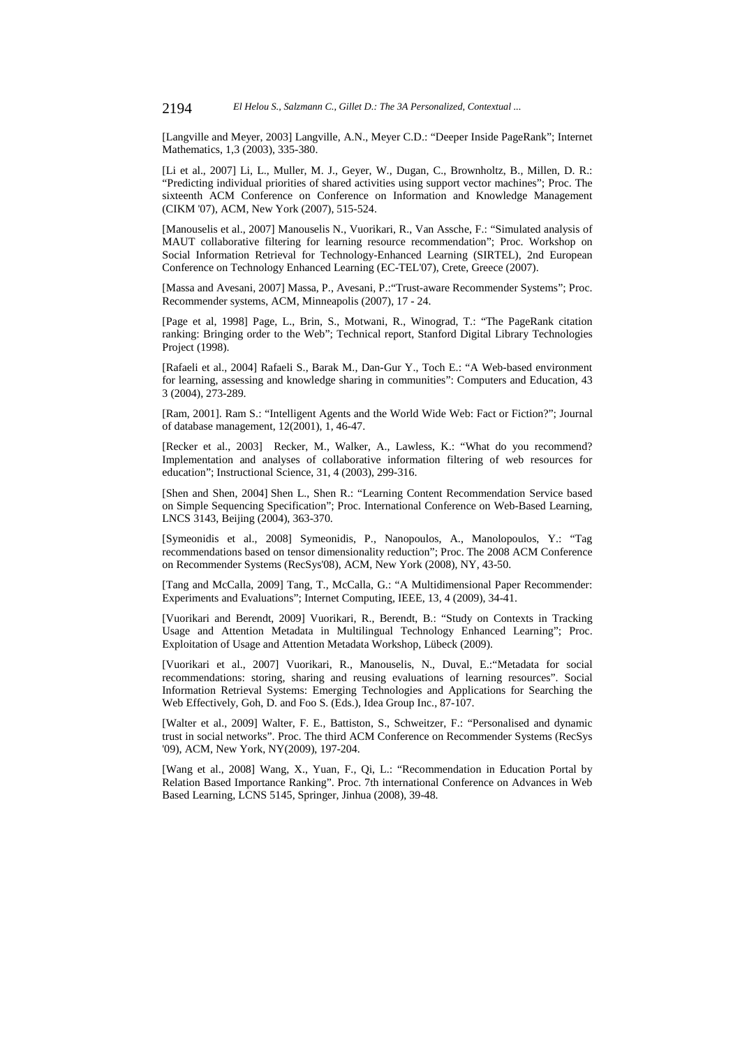[Langville and Meyer, 2003] Langville, A.N., Meyer C.D.: "Deeper Inside PageRank"; Internet Mathematics, 1,3 (2003), 335-380.

[Li et al., 2007] Li, L., Muller, M. J., Geyer, W., Dugan, C., Brownholtz, B., Millen, D. R.: "Predicting individual priorities of shared activities using support vector machines"; Proc. The sixteenth ACM Conference on Conference on Information and Knowledge Management (CIKM '07), ACM, New York (2007), 515-524.

[Manouselis et al., 2007] Manouselis N., Vuorikari, R., Van Assche, F.: "Simulated analysis of MAUT collaborative filtering for learning resource recommendation"; Proc. Workshop on Social Information Retrieval for Technology-Enhanced Learning (SIRTEL), 2nd European Conference on Technology Enhanced Learning (EC-TEL'07), Crete, Greece (2007).

[Massa and Avesani, 2007] Massa, P., Avesani, P.:"Trust-aware Recommender Systems"; Proc. Recommender systems, ACM, Minneapolis (2007), 17 - 24.

[Page et al, 1998] Page, L., Brin, S., Motwani, R., Winograd, T.: "The PageRank citation ranking: Bringing order to the Web"; Technical report, Stanford Digital Library Technologies Project (1998).

[Rafaeli et al., 2004] Rafaeli S., Barak M., Dan-Gur Y., Toch E.: "A Web-based environment for learning, assessing and knowledge sharing in communities": Computers and Education, 43 3 (2004), 273-289.

[Ram, 2001]. Ram S.: "Intelligent Agents and the World Wide Web: Fact or Fiction?"; Journal of database management, 12(2001), 1, 46-47.

[Recker et al., 2003] Recker, M., Walker, A., Lawless, K.: "What do you recommend? Implementation and analyses of collaborative information filtering of web resources for education"; Instructional Science, 31, 4 (2003), 299-316.

[Shen and Shen, 2004] Shen L., Shen R.: "Learning Content Recommendation Service based on Simple Sequencing Specification"; Proc. International Conference on Web-Based Learning, LNCS 3143, Beijing (2004), 363-370.

[Symeonidis et al., 2008] Symeonidis, P., Nanopoulos, A., Manolopoulos, Y.: "Tag recommendations based on tensor dimensionality reduction"; Proc. The 2008 ACM Conference on Recommender Systems (RecSys'08), ACM, New York (2008), NY, 43-50.

[Tang and McCalla, 2009] Tang, T., McCalla, G.: "A Multidimensional Paper Recommender: Experiments and Evaluations"; Internet Computing, IEEE, 13, 4 (2009), 34-41.

[Vuorikari and Berendt, 2009] Vuorikari, R., Berendt, B.: "Study on Contexts in Tracking Usage and Attention Metadata in Multilingual Technology Enhanced Learning"; Proc. Exploitation of Usage and Attention Metadata Workshop, Lübeck (2009).

[Vuorikari et al., 2007] Vuorikari, R., Manouselis, N., Duval, E.:"Metadata for social recommendations: storing, sharing and reusing evaluations of learning resources". Social Information Retrieval Systems: Emerging Technologies and Applications for Searching the Web Effectively, Goh, D. and Foo S. (Eds.), Idea Group Inc., 87-107.

[Walter et al., 2009] Walter, F. E., Battiston, S., Schweitzer, F.: "Personalised and dynamic trust in social networks". Proc. The third ACM Conference on Recommender Systems (RecSys '09), ACM, New York, NY(2009), 197-204.

[Wang et al., 2008] Wang, X., Yuan, F., Qi, L.: "Recommendation in Education Portal by Relation Based Importance Ranking". Proc. 7th international Conference on Advances in Web Based Learning, LCNS 5145, Springer, Jinhua (2008), 39-48.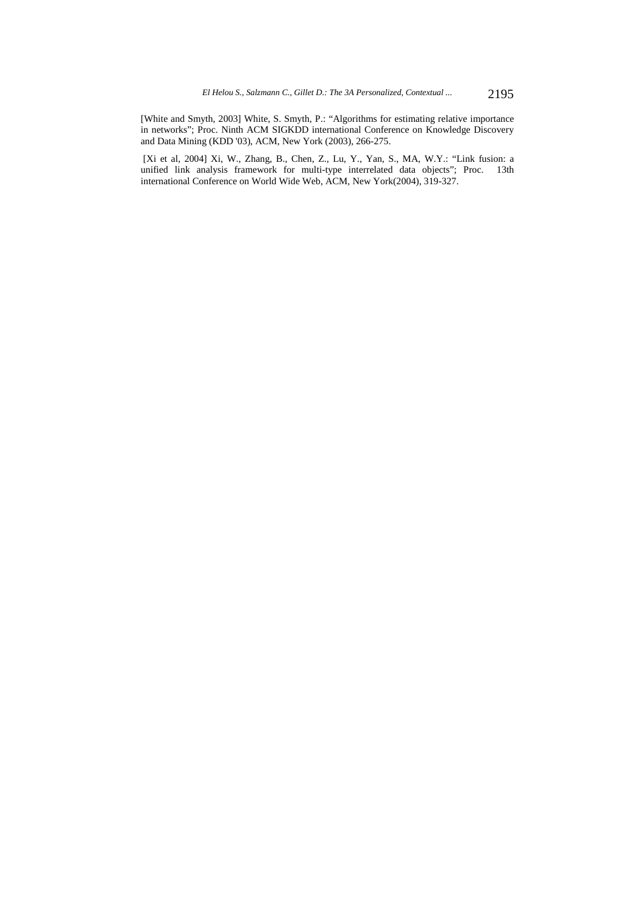[White and Smyth, 2003] White, S. Smyth, P.: "Algorithms for estimating relative importance in networks"; Proc. Ninth ACM SIGKDD international Conference on Knowledge Discovery and Data Mining (KDD '03), ACM, New York (2003), 266-275.

[Xi et al, 2004] Xi, W., Zhang, B., Chen, Z., Lu, Y., Yan, S., MA, W.Y.: "Link fusion: a unified link analysis framework for multi-type interrelated data objects"; Proc. 13th international Conference on World Wide Web, ACM, New York(2004), 319-327.